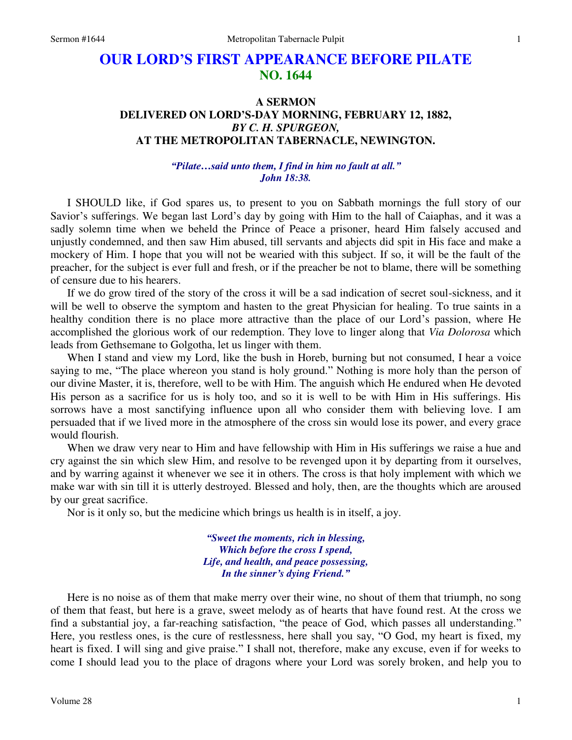# OUR LORD'S FIRST APPEARANCE BEFORE PILATE
## NO. 1644

### A SERMON
### DELIVERED ON LORD'S-DAY MORNING, FEBRUARY 12, 1882,
### *BY C. H. SPURGEON,*
### AT THE METROPOLITAN TABERNACLE, NEWINGTON.

*"Pilate…said unto them, I find in him no fault at all."*
*John 18:38.*

I SHOULD like, if God spares us, to present to you on Sabbath mornings the full story of our Savior's sufferings. We began last Lord's day by going with Him to the hall of Caiaphas, and it was a sadly solemn time when we beheld the Prince of Peace a prisoner, heard Him falsely accused and unjustly condemned, and then saw Him abused, till servants and abjects did spit in His face and make a mockery of Him. I hope that you will not be wearied with this subject. If so, it will be the fault of the preacher, for the subject is ever full and fresh, or if the preacher be not to blame, there will be something of censure due to his hearers.

If we do grow tired of the story of the cross it will be a sad indication of secret soul-sickness, and it will be well to observe the symptom and hasten to the great Physician for healing. To true saints in a healthy condition there is no place more attractive than the place of our Lord's passion, where He accomplished the glorious work of our redemption. They love to linger along that *Via Dolorosa* which leads from Gethsemane to Golgotha, let us linger with them.

When I stand and view my Lord, like the bush in Horeb, burning but not consumed, I hear a voice saying to me, "The place whereon you stand is holy ground." Nothing is more holy than the person of our divine Master, it is, therefore, well to be with Him. The anguish which He endured when He devoted His person as a sacrifice for us is holy too, and so it is well to be with Him in His sufferings. His sorrows have a most sanctifying influence upon all who consider them with believing love. I am persuaded that if we lived more in the atmosphere of the cross sin would lose its power, and every grace would flourish.

When we draw very near to Him and have fellowship with Him in His sufferings we raise a hue and cry against the sin which slew Him, and resolve to be revenged upon it by departing from it ourselves, and by warring against it whenever we see it in others. The cross is that holy implement with which we make war with sin till it is utterly destroyed. Blessed and holy, then, are the thoughts which are aroused by our great sacrifice.

Nor is it only so, but the medicine which brings us health is in itself, a joy.

*"Sweet the moments, rich in blessing,*
*Which before the cross I spend,*
*Life, and health, and peace possessing,*
*In the sinner's dying Friend."*

Here is no noise as of them that make merry over their wine, no shout of them that triumph, no song of them that feast, but here is a grave, sweet melody as of hearts that have found rest. At the cross we find a substantial joy, a far-reaching satisfaction, "the peace of God, which passes all understanding." Here, you restless ones, is the cure of restlessness, here shall you say, "O God, my heart is fixed, my heart is fixed. I will sing and give praise." I shall not, therefore, make any excuse, even if for weeks to come I should lead you to the place of dragons where your Lord was sorely broken, and help you to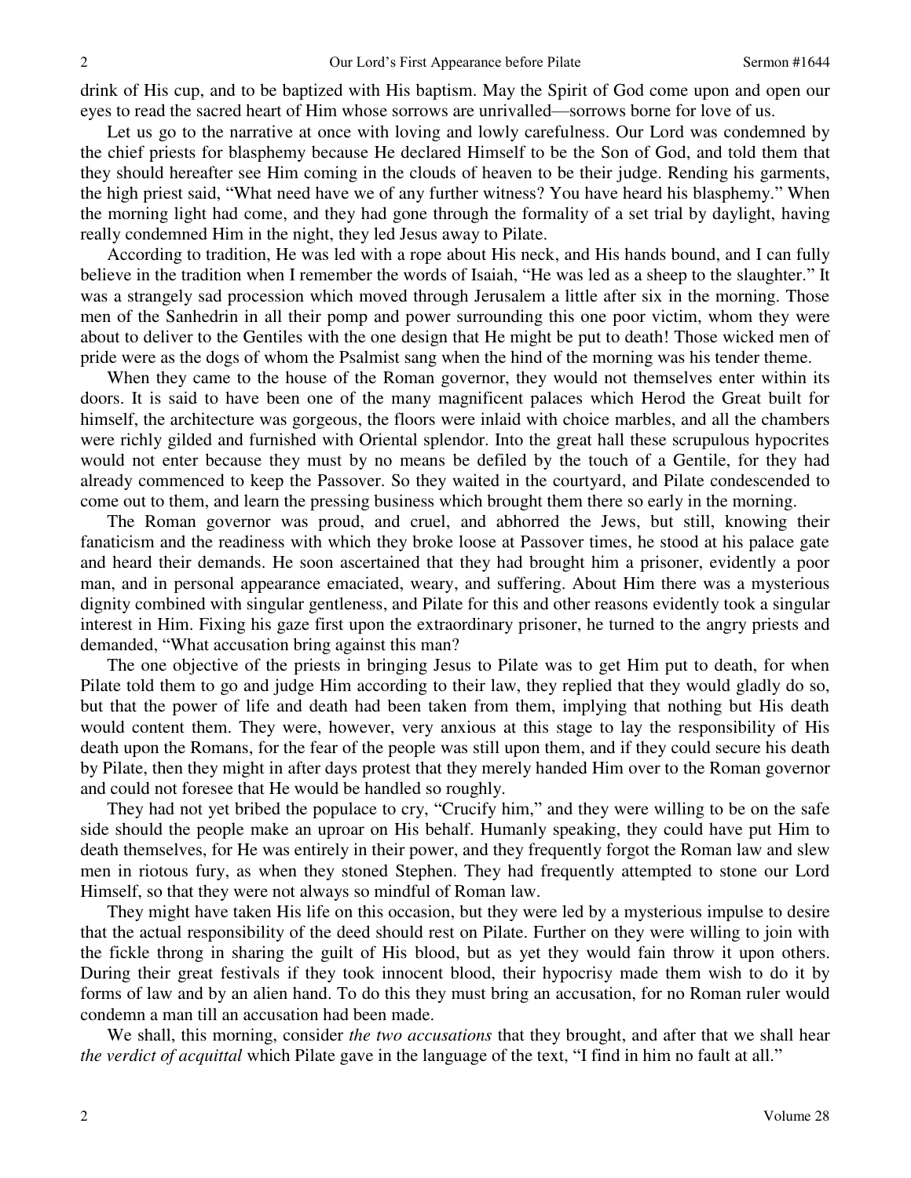drink of His cup, and to be baptized with His baptism. May the Spirit of God come upon and open our eyes to read the sacred heart of Him whose sorrows are unrivalled—sorrows borne for love of us.

Let us go to the narrative at once with loving and lowly carefulness. Our Lord was condemned by the chief priests for blasphemy because He declared Himself to be the Son of God, and told them that they should hereafter see Him coming in the clouds of heaven to be their judge. Rending his garments, the high priest said, "What need have we of any further witness? You have heard his blasphemy." When the morning light had come, and they had gone through the formality of a set trial by daylight, having really condemned Him in the night, they led Jesus away to Pilate.

According to tradition, He was led with a rope about His neck, and His hands bound, and I can fully believe in the tradition when I remember the words of Isaiah, "He was led as a sheep to the slaughter." It was a strangely sad procession which moved through Jerusalem a little after six in the morning. Those men of the Sanhedrin in all their pomp and power surrounding this one poor victim, whom they were about to deliver to the Gentiles with the one design that He might be put to death! Those wicked men of pride were as the dogs of whom the Psalmist sang when the hind of the morning was his tender theme.

When they came to the house of the Roman governor, they would not themselves enter within its doors. It is said to have been one of the many magnificent palaces which Herod the Great built for himself, the architecture was gorgeous, the floors were inlaid with choice marbles, and all the chambers were richly gilded and furnished with Oriental splendor. Into the great hall these scrupulous hypocrites would not enter because they must by no means be defiled by the touch of a Gentile, for they had already commenced to keep the Passover. So they waited in the courtyard, and Pilate condescended to come out to them, and learn the pressing business which brought them there so early in the morning.

The Roman governor was proud, and cruel, and abhorred the Jews, but still, knowing their fanaticism and the readiness with which they broke loose at Passover times, he stood at his palace gate and heard their demands. He soon ascertained that they had brought him a prisoner, evidently a poor man, and in personal appearance emaciated, weary, and suffering. About Him there was a mysterious dignity combined with singular gentleness, and Pilate for this and other reasons evidently took a singular interest in Him. Fixing his gaze first upon the extraordinary prisoner, he turned to the angry priests and demanded, "What accusation bring against this man?

The one objective of the priests in bringing Jesus to Pilate was to get Him put to death, for when Pilate told them to go and judge Him according to their law, they replied that they would gladly do so, but that the power of life and death had been taken from them, implying that nothing but His death would content them. They were, however, very anxious at this stage to lay the responsibility of His death upon the Romans, for the fear of the people was still upon them, and if they could secure his death by Pilate, then they might in after days protest that they merely handed Him over to the Roman governor and could not foresee that He would be handled so roughly.

They had not yet bribed the populace to cry, "Crucify him," and they were willing to be on the safe side should the people make an uproar on His behalf. Humanly speaking, they could have put Him to death themselves, for He was entirely in their power, and they frequently forgot the Roman law and slew men in riotous fury, as when they stoned Stephen. They had frequently attempted to stone our Lord Himself, so that they were not always so mindful of Roman law.

They might have taken His life on this occasion, but they were led by a mysterious impulse to desire that the actual responsibility of the deed should rest on Pilate. Further on they were willing to join with the fickle throng in sharing the guilt of His blood, but as yet they would fain throw it upon others. During their great festivals if they took innocent blood, their hypocrisy made them wish to do it by forms of law and by an alien hand. To do this they must bring an accusation, for no Roman ruler would condemn a man till an accusation had been made.

We shall, this morning, consider *the two accusations* that they brought, and after that we shall hear *the verdict of acquittal* which Pilate gave in the language of the text, "I find in him no fault at all."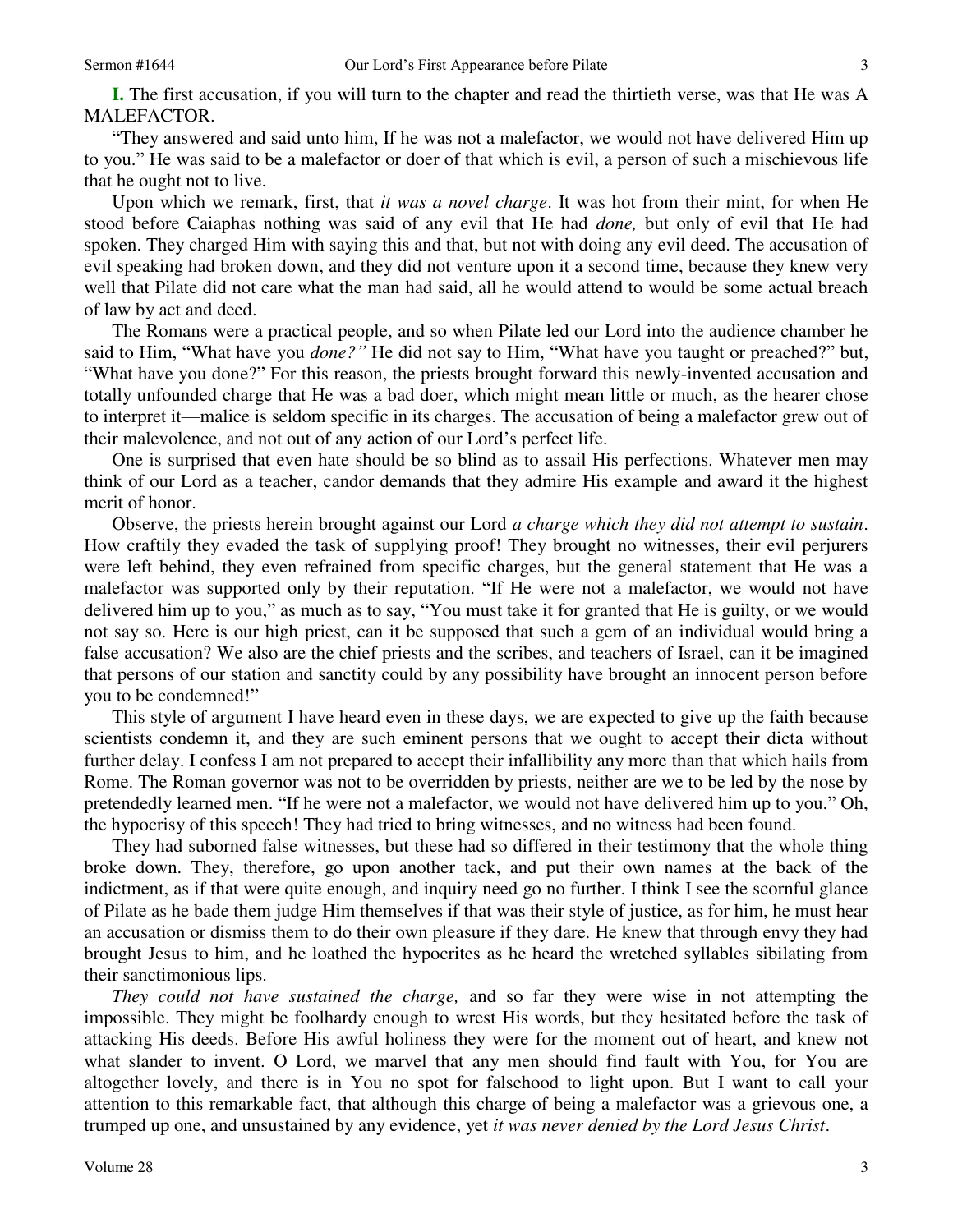**I.** The first accusation, if you will turn to the chapter and read the thirtieth verse, was that He was A MALEFACTOR.

"They answered and said unto him, If he was not a malefactor, we would not have delivered Him up to you." He was said to be a malefactor or doer of that which is evil, a person of such a mischievous life that he ought not to live.

Upon which we remark, first, that *it was a novel charge*. It was hot from their mint, for when He stood before Caiaphas nothing was said of any evil that He had *done,* but only of evil that He had spoken. They charged Him with saying this and that, but not with doing any evil deed. The accusation of evil speaking had broken down, and they did not venture upon it a second time, because they knew very well that Pilate did not care what the man had said, all he would attend to would be some actual breach of law by act and deed.

The Romans were a practical people, and so when Pilate led our Lord into the audience chamber he said to Him, "What have you *done?"* He did not say to Him, "What have you taught or preached?" but, "What have you done?" For this reason, the priests brought forward this newly-invented accusation and totally unfounded charge that He was a bad doer, which might mean little or much, as the hearer chose to interpret it—malice is seldom specific in its charges. The accusation of being a malefactor grew out of their malevolence, and not out of any action of our Lord's perfect life.

One is surprised that even hate should be so blind as to assail His perfections. Whatever men may think of our Lord as a teacher, candor demands that they admire His example and award it the highest merit of honor.

Observe, the priests herein brought against our Lord *a charge which they did not attempt to sustain*. How craftily they evaded the task of supplying proof! They brought no witnesses, their evil perjurers were left behind, they even refrained from specific charges, but the general statement that He was a malefactor was supported only by their reputation. "If He were not a malefactor, we would not have delivered him up to you," as much as to say, "You must take it for granted that He is guilty, or we would not say so. Here is our high priest, can it be supposed that such a gem of an individual would bring a false accusation? We also are the chief priests and the scribes, and teachers of Israel, can it be imagined that persons of our station and sanctity could by any possibility have brought an innocent person before you to be condemned!"

This style of argument I have heard even in these days, we are expected to give up the faith because scientists condemn it, and they are such eminent persons that we ought to accept their dicta without further delay. I confess I am not prepared to accept their infallibility any more than that which hails from Rome. The Roman governor was not to be overridden by priests, neither are we to be led by the nose by pretendedly learned men. "If he were not a malefactor, we would not have delivered him up to you." Oh, the hypocrisy of this speech! They had tried to bring witnesses, and no witness had been found.

They had suborned false witnesses, but these had so differed in their testimony that the whole thing broke down. They, therefore, go upon another tack, and put their own names at the back of the indictment, as if that were quite enough, and inquiry need go no further. I think I see the scornful glance of Pilate as he bade them judge Him themselves if that was their style of justice, as for him, he must hear an accusation or dismiss them to do their own pleasure if they dare. He knew that through envy they had brought Jesus to him, and he loathed the hypocrites as he heard the wretched syllables sibilating from their sanctimonious lips.

*They could not have sustained the charge,* and so far they were wise in not attempting the impossible. They might be foolhardy enough to wrest His words, but they hesitated before the task of attacking His deeds. Before His awful holiness they were for the moment out of heart, and knew not what slander to invent. O Lord, we marvel that any men should find fault with You, for You are altogether lovely, and there is in You no spot for falsehood to light upon. But I want to call your attention to this remarkable fact, that although this charge of being a malefactor was a grievous one, a trumped up one, and unsustained by any evidence, yet *it was never denied by the Lord Jesus Christ*.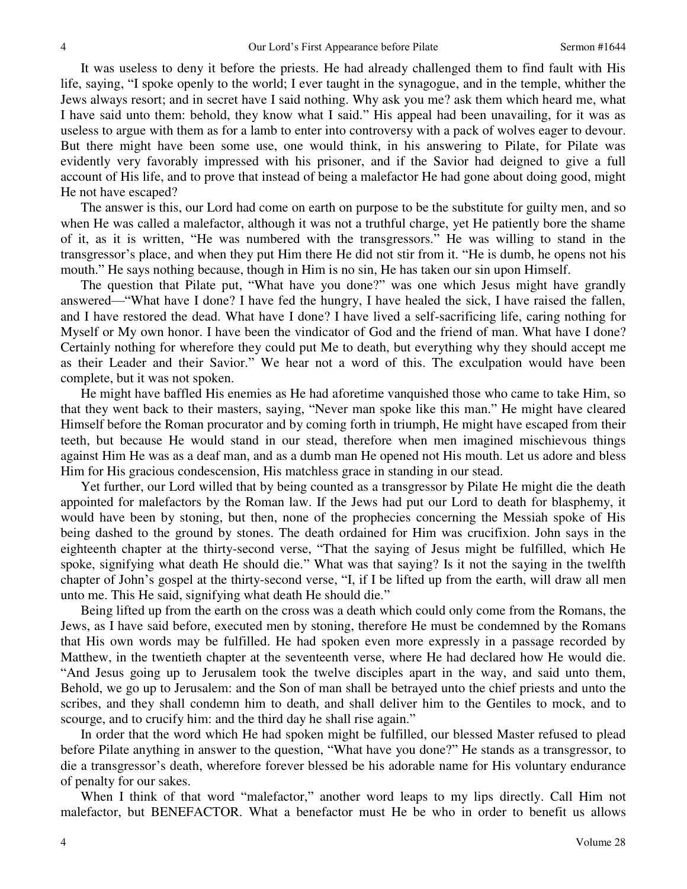It was useless to deny it before the priests. He had already challenged them to find fault with His life, saying, "I spoke openly to the world; I ever taught in the synagogue, and in the temple, whither the Jews always resort; and in secret have I said nothing. Why ask you me? ask them which heard me, what I have said unto them: behold, they know what I said." His appeal had been unavailing, for it was as useless to argue with them as for a lamb to enter into controversy with a pack of wolves eager to devour. But there might have been some use, one would think, in his answering to Pilate, for Pilate was evidently very favorably impressed with his prisoner, and if the Savior had deigned to give a full account of His life, and to prove that instead of being a malefactor He had gone about doing good, might He not have escaped?

The answer is this, our Lord had come on earth on purpose to be the substitute for guilty men, and so when He was called a malefactor, although it was not a truthful charge, yet He patiently bore the shame of it, as it is written, "He was numbered with the transgressors." He was willing to stand in the transgressor's place, and when they put Him there He did not stir from it. "He is dumb, he opens not his mouth." He says nothing because, though in Him is no sin, He has taken our sin upon Himself.

The question that Pilate put, "What have you done?" was one which Jesus might have grandly answered—"What have I done? I have fed the hungry, I have healed the sick, I have raised the fallen, and I have restored the dead. What have I done? I have lived a self-sacrificing life, caring nothing for Myself or My own honor. I have been the vindicator of God and the friend of man. What have I done? Certainly nothing for wherefore they could put Me to death, but everything why they should accept me as their Leader and their Savior." We hear not a word of this. The exculpation would have been complete, but it was not spoken.

He might have baffled His enemies as He had aforetime vanquished those who came to take Him, so that they went back to their masters, saying, "Never man spoke like this man." He might have cleared Himself before the Roman procurator and by coming forth in triumph, He might have escaped from their teeth, but because He would stand in our stead, therefore when men imagined mischievous things against Him He was as a deaf man, and as a dumb man He opened not His mouth. Let us adore and bless Him for His gracious condescension, His matchless grace in standing in our stead.

Yet further, our Lord willed that by being counted as a transgressor by Pilate He might die the death appointed for malefactors by the Roman law. If the Jews had put our Lord to death for blasphemy, it would have been by stoning, but then, none of the prophecies concerning the Messiah spoke of His being dashed to the ground by stones. The death ordained for Him was crucifixion. John says in the eighteenth chapter at the thirty-second verse, "That the saying of Jesus might be fulfilled, which He spoke, signifying what death He should die." What was that saying? Is it not the saying in the twelfth chapter of John's gospel at the thirty-second verse, "I, if I be lifted up from the earth, will draw all men unto me. This He said, signifying what death He should die."

Being lifted up from the earth on the cross was a death which could only come from the Romans, the Jews, as I have said before, executed men by stoning, therefore He must be condemned by the Romans that His own words may be fulfilled. He had spoken even more expressly in a passage recorded by Matthew, in the twentieth chapter at the seventeenth verse, where He had declared how He would die. "And Jesus going up to Jerusalem took the twelve disciples apart in the way, and said unto them, Behold, we go up to Jerusalem: and the Son of man shall be betrayed unto the chief priests and unto the scribes, and they shall condemn him to death, and shall deliver him to the Gentiles to mock, and to scourge, and to crucify him: and the third day he shall rise again."

In order that the word which He had spoken might be fulfilled, our blessed Master refused to plead before Pilate anything in answer to the question, "What have you done?" He stands as a transgressor, to die a transgressor's death, wherefore forever blessed be his adorable name for His voluntary endurance of penalty for our sakes.

When I think of that word "malefactor," another word leaps to my lips directly. Call Him not malefactor, but BENEFACTOR. What a benefactor must He be who in order to benefit us allows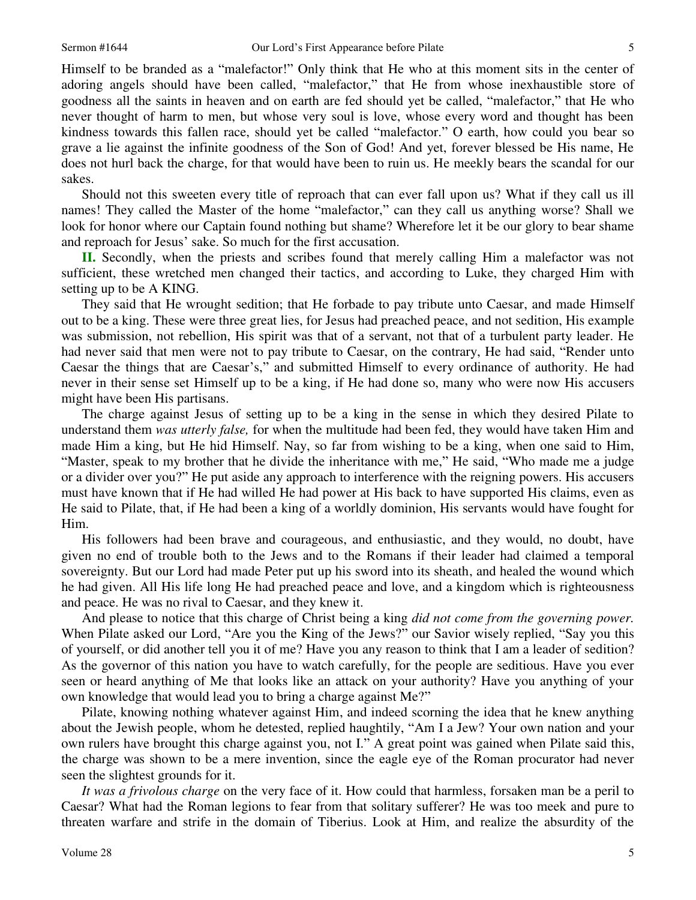Himself to be branded as a "malefactor!" Only think that He who at this moment sits in the center of adoring angels should have been called, "malefactor," that He from whose inexhaustible store of goodness all the saints in heaven and on earth are fed should yet be called, "malefactor," that He who never thought of harm to men, but whose very soul is love, whose every word and thought has been kindness towards this fallen race, should yet be called "malefactor." O earth, how could you bear so grave a lie against the infinite goodness of the Son of God! And yet, forever blessed be His name, He does not hurl back the charge, for that would have been to ruin us. He meekly bears the scandal for our sakes.

Should not this sweeten every title of reproach that can ever fall upon us? What if they call us ill names! They called the Master of the home "malefactor," can they call us anything worse? Shall we look for honor where our Captain found nothing but shame? Wherefore let it be our glory to bear shame and reproach for Jesus' sake. So much for the first accusation.

**II.** Secondly, when the priests and scribes found that merely calling Him a malefactor was not sufficient, these wretched men changed their tactics, and according to Luke, they charged Him with setting up to be A KING.

They said that He wrought sedition; that He forbade to pay tribute unto Caesar, and made Himself out to be a king. These were three great lies, for Jesus had preached peace, and not sedition, His example was submission, not rebellion, His spirit was that of a servant, not that of a turbulent party leader. He had never said that men were not to pay tribute to Caesar, on the contrary, He had said, "Render unto Caesar the things that are Caesar's," and submitted Himself to every ordinance of authority. He had never in their sense set Himself up to be a king, if He had done so, many who were now His accusers might have been His partisans.

The charge against Jesus of setting up to be a king in the sense in which they desired Pilate to understand them *was utterly false,* for when the multitude had been fed, they would have taken Him and made Him a king, but He hid Himself. Nay, so far from wishing to be a king, when one said to Him, "Master, speak to my brother that he divide the inheritance with me," He said, "Who made me a judge or a divider over you?" He put aside any approach to interference with the reigning powers. His accusers must have known that if He had willed He had power at His back to have supported His claims, even as He said to Pilate, that, if He had been a king of a worldly dominion, His servants would have fought for Him.

His followers had been brave and courageous, and enthusiastic, and they would, no doubt, have given no end of trouble both to the Jews and to the Romans if their leader had claimed a temporal sovereignty. But our Lord had made Peter put up his sword into its sheath, and healed the wound which he had given. All His life long He had preached peace and love, and a kingdom which is righteousness and peace. He was no rival to Caesar, and they knew it.

And please to notice that this charge of Christ being a king *did not come from the governing power.* When Pilate asked our Lord, "Are you the King of the Jews?" our Savior wisely replied, "Say you this of yourself, or did another tell you it of me? Have you any reason to think that I am a leader of sedition? As the governor of this nation you have to watch carefully, for the people are seditious. Have you ever seen or heard anything of Me that looks like an attack on your authority? Have you anything of your own knowledge that would lead you to bring a charge against Me?"

Pilate, knowing nothing whatever against Him, and indeed scorning the idea that he knew anything about the Jewish people, whom he detested, replied haughtily, "Am I a Jew? Your own nation and your own rulers have brought this charge against you, not I." A great point was gained when Pilate said this, the charge was shown to be a mere invention, since the eagle eye of the Roman procurator had never seen the slightest grounds for it.

*It was a frivolous charge* on the very face of it. How could that harmless, forsaken man be a peril to Caesar? What had the Roman legions to fear from that solitary sufferer? He was too meek and pure to threaten warfare and strife in the domain of Tiberius. Look at Him, and realize the absurdity of the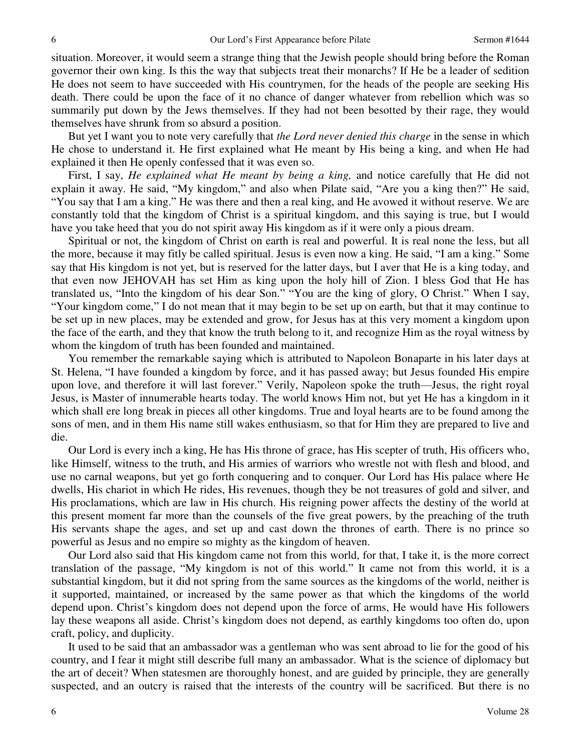situation. Moreover, it would seem a strange thing that the Jewish people should bring before the Roman governor their own king. Is this the way that subjects treat their monarchs? If He be a leader of sedition He does not seem to have succeeded with His countrymen, for the heads of the people are seeking His death. There could be upon the face of it no chance of danger whatever from rebellion which was so summarily put down by the Jews themselves. If they had not been besotted by their rage, they would themselves have shrunk from so absurd a position.

But yet I want you to note very carefully that *the Lord never denied this charge* in the sense in which He chose to understand it. He first explained what He meant by His being a king, and when He had explained it then He openly confessed that it was even so.

First, I say, *He explained what He meant by being a king,* and notice carefully that He did not explain it away. He said, "My kingdom," and also when Pilate said, "Are you a king then?" He said, "You say that I am a king." He was there and then a real king, and He avowed it without reserve. We are constantly told that the kingdom of Christ is a spiritual kingdom, and this saying is true, but I would have you take heed that you do not spirit away His kingdom as if it were only a pious dream.

Spiritual or not, the kingdom of Christ on earth is real and powerful. It is real none the less, but all the more, because it may fitly be called spiritual. Jesus is even now a king. He said, "I am a king." Some say that His kingdom is not yet, but is reserved for the latter days, but I aver that He is a king today, and that even now JEHOVAH has set Him as king upon the holy hill of Zion. I bless God that He has translated us, "Into the kingdom of his dear Son." "You are the king of glory, O Christ." When I say, "Your kingdom come," I do not mean that it may begin to be set up on earth, but that it may continue to be set up in new places, may be extended and grow, for Jesus has at this very moment a kingdom upon the face of the earth, and they that know the truth belong to it, and recognize Him as the royal witness by whom the kingdom of truth has been founded and maintained.

You remember the remarkable saying which is attributed to Napoleon Bonaparte in his later days at St. Helena, "I have founded a kingdom by force, and it has passed away; but Jesus founded His empire upon love, and therefore it will last forever." Verily, Napoleon spoke the truth—Jesus, the right royal Jesus, is Master of innumerable hearts today. The world knows Him not, but yet He has a kingdom in it which shall ere long break in pieces all other kingdoms. True and loyal hearts are to be found among the sons of men, and in them His name still wakes enthusiasm, so that for Him they are prepared to live and die.

Our Lord is every inch a king, He has His throne of grace, has His scepter of truth, His officers who, like Himself, witness to the truth, and His armies of warriors who wrestle not with flesh and blood, and use no carnal weapons, but yet go forth conquering and to conquer. Our Lord has His palace where He dwells, His chariot in which He rides, His revenues, though they be not treasures of gold and silver, and His proclamations, which are law in His church. His reigning power affects the destiny of the world at this present moment far more than the counsels of the five great powers, by the preaching of the truth His servants shape the ages, and set up and cast down the thrones of earth. There is no prince so powerful as Jesus and no empire so mighty as the kingdom of heaven.

Our Lord also said that His kingdom came not from this world, for that, I take it, is the more correct translation of the passage, "My kingdom is not of this world." It came not from this world, it is a substantial kingdom, but it did not spring from the same sources as the kingdoms of the world, neither is it supported, maintained, or increased by the same power as that which the kingdoms of the world depend upon. Christ's kingdom does not depend upon the force of arms, He would have His followers lay these weapons all aside. Christ's kingdom does not depend, as earthly kingdoms too often do, upon craft, policy, and duplicity.

It used to be said that an ambassador was a gentleman who was sent abroad to lie for the good of his country, and I fear it might still describe full many an ambassador. What is the science of diplomacy but the art of deceit? When statesmen are thoroughly honest, and are guided by principle, they are generally suspected, and an outcry is raised that the interests of the country will be sacrificed. But there is no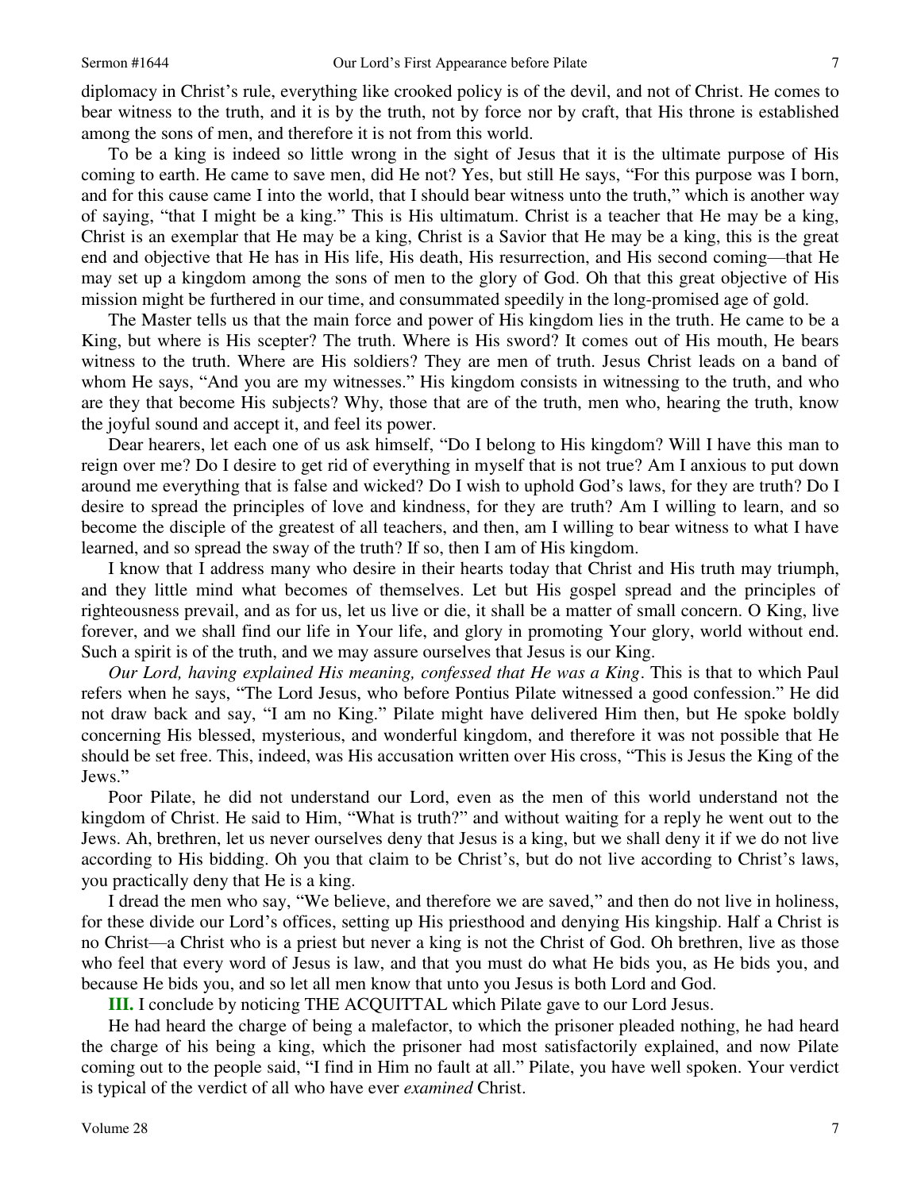diplomacy in Christ's rule, everything like crooked policy is of the devil, and not of Christ. He comes to bear witness to the truth, and it is by the truth, not by force nor by craft, that His throne is established among the sons of men, and therefore it is not from this world.

To be a king is indeed so little wrong in the sight of Jesus that it is the ultimate purpose of His coming to earth. He came to save men, did He not? Yes, but still He says, "For this purpose was I born, and for this cause came I into the world, that I should bear witness unto the truth," which is another way of saying, "that I might be a king." This is His ultimatum. Christ is a teacher that He may be a king, Christ is an exemplar that He may be a king, Christ is a Savior that He may be a king, this is the great end and objective that He has in His life, His death, His resurrection, and His second coming—that He may set up a kingdom among the sons of men to the glory of God. Oh that this great objective of His mission might be furthered in our time, and consummated speedily in the long-promised age of gold.

The Master tells us that the main force and power of His kingdom lies in the truth. He came to be a King, but where is His scepter? The truth. Where is His sword? It comes out of His mouth, He bears witness to the truth. Where are His soldiers? They are men of truth. Jesus Christ leads on a band of whom He says, "And you are my witnesses." His kingdom consists in witnessing to the truth, and who are they that become His subjects? Why, those that are of the truth, men who, hearing the truth, know the joyful sound and accept it, and feel its power.

Dear hearers, let each one of us ask himself, "Do I belong to His kingdom? Will I have this man to reign over me? Do I desire to get rid of everything in myself that is not true? Am I anxious to put down around me everything that is false and wicked? Do I wish to uphold God's laws, for they are truth? Do I desire to spread the principles of love and kindness, for they are truth? Am I willing to learn, and so become the disciple of the greatest of all teachers, and then, am I willing to bear witness to what I have learned, and so spread the sway of the truth? If so, then I am of His kingdom.

I know that I address many who desire in their hearts today that Christ and His truth may triumph, and they little mind what becomes of themselves. Let but His gospel spread and the principles of righteousness prevail, and as for us, let us live or die, it shall be a matter of small concern. O King, live forever, and we shall find our life in Your life, and glory in promoting Your glory, world without end. Such a spirit is of the truth, and we may assure ourselves that Jesus is our King.

*Our Lord, having explained His meaning, confessed that He was a King*. This is that to which Paul refers when he says, "The Lord Jesus, who before Pontius Pilate witnessed a good confession." He did not draw back and say, "I am no King." Pilate might have delivered Him then, but He spoke boldly concerning His blessed, mysterious, and wonderful kingdom, and therefore it was not possible that He should be set free. This, indeed, was His accusation written over His cross, "This is Jesus the King of the Jews."

Poor Pilate, he did not understand our Lord, even as the men of this world understand not the kingdom of Christ. He said to Him, "What is truth?" and without waiting for a reply he went out to the Jews. Ah, brethren, let us never ourselves deny that Jesus is a king, but we shall deny it if we do not live according to His bidding. Oh you that claim to be Christ's, but do not live according to Christ's laws, you practically deny that He is a king.

I dread the men who say, "We believe, and therefore we are saved," and then do not live in holiness, for these divide our Lord's offices, setting up His priesthood and denying His kingship. Half a Christ is no Christ—a Christ who is a priest but never a king is not the Christ of God. Oh brethren, live as those who feel that every word of Jesus is law, and that you must do what He bids you, as He bids you, and because He bids you, and so let all men know that unto you Jesus is both Lord and God.

**III.** I conclude by noticing THE ACQUITTAL which Pilate gave to our Lord Jesus.

He had heard the charge of being a malefactor, to which the prisoner pleaded nothing, he had heard the charge of his being a king, which the prisoner had most satisfactorily explained, and now Pilate coming out to the people said, "I find in Him no fault at all." Pilate, you have well spoken. Your verdict is typical of the verdict of all who have ever *examined* Christ.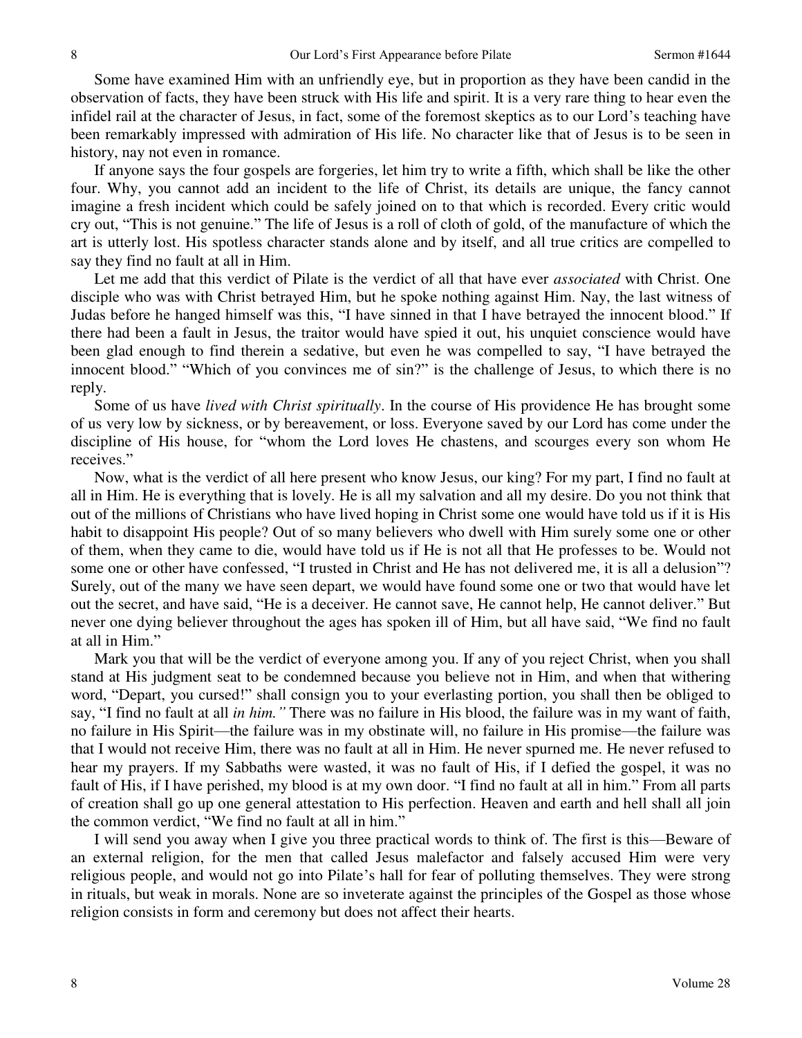Some have examined Him with an unfriendly eye, but in proportion as they have been candid in the observation of facts, they have been struck with His life and spirit. It is a very rare thing to hear even the infidel rail at the character of Jesus, in fact, some of the foremost skeptics as to our Lord's teaching have been remarkably impressed with admiration of His life. No character like that of Jesus is to be seen in history, nay not even in romance.

If anyone says the four gospels are forgeries, let him try to write a fifth, which shall be like the other four. Why, you cannot add an incident to the life of Christ, its details are unique, the fancy cannot imagine a fresh incident which could be safely joined on to that which is recorded. Every critic would cry out, "This is not genuine." The life of Jesus is a roll of cloth of gold, of the manufacture of which the art is utterly lost. His spotless character stands alone and by itself, and all true critics are compelled to say they find no fault at all in Him.

Let me add that this verdict of Pilate is the verdict of all that have ever *associated* with Christ. One disciple who was with Christ betrayed Him, but he spoke nothing against Him. Nay, the last witness of Judas before he hanged himself was this, "I have sinned in that I have betrayed the innocent blood." If there had been a fault in Jesus, the traitor would have spied it out, his unquiet conscience would have been glad enough to find therein a sedative, but even he was compelled to say, "I have betrayed the innocent blood." "Which of you convinces me of sin?" is the challenge of Jesus, to which there is no reply.

Some of us have *lived with Christ spiritually*. In the course of His providence He has brought some of us very low by sickness, or by bereavement, or loss. Everyone saved by our Lord has come under the discipline of His house, for "whom the Lord loves He chastens, and scourges every son whom He receives."

Now, what is the verdict of all here present who know Jesus, our king? For my part, I find no fault at all in Him. He is everything that is lovely. He is all my salvation and all my desire. Do you not think that out of the millions of Christians who have lived hoping in Christ some one would have told us if it is His habit to disappoint His people? Out of so many believers who dwell with Him surely some one or other of them, when they came to die, would have told us if He is not all that He professes to be. Would not some one or other have confessed, "I trusted in Christ and He has not delivered me, it is all a delusion"? Surely, out of the many we have seen depart, we would have found some one or two that would have let out the secret, and have said, "He is a deceiver. He cannot save, He cannot help, He cannot deliver." But never one dying believer throughout the ages has spoken ill of Him, but all have said, "We find no fault at all in Him."

Mark you that will be the verdict of everyone among you. If any of you reject Christ, when you shall stand at His judgment seat to be condemned because you believe not in Him, and when that withering word, "Depart, you cursed!" shall consign you to your everlasting portion, you shall then be obliged to say, "I find no fault at all *in him."* There was no failure in His blood, the failure was in my want of faith, no failure in His Spirit—the failure was in my obstinate will, no failure in His promise—the failure was that I would not receive Him, there was no fault at all in Him. He never spurned me. He never refused to hear my prayers. If my Sabbaths were wasted, it was no fault of His, if I defied the gospel, it was no fault of His, if I have perished, my blood is at my own door. "I find no fault at all in him." From all parts of creation shall go up one general attestation to His perfection. Heaven and earth and hell shall all join the common verdict, "We find no fault at all in him."

I will send you away when I give you three practical words to think of. The first is this—Beware of an external religion, for the men that called Jesus malefactor and falsely accused Him were very religious people, and would not go into Pilate's hall for fear of polluting themselves. They were strong in rituals, but weak in morals. None are so inveterate against the principles of the Gospel as those whose religion consists in form and ceremony but does not affect their hearts.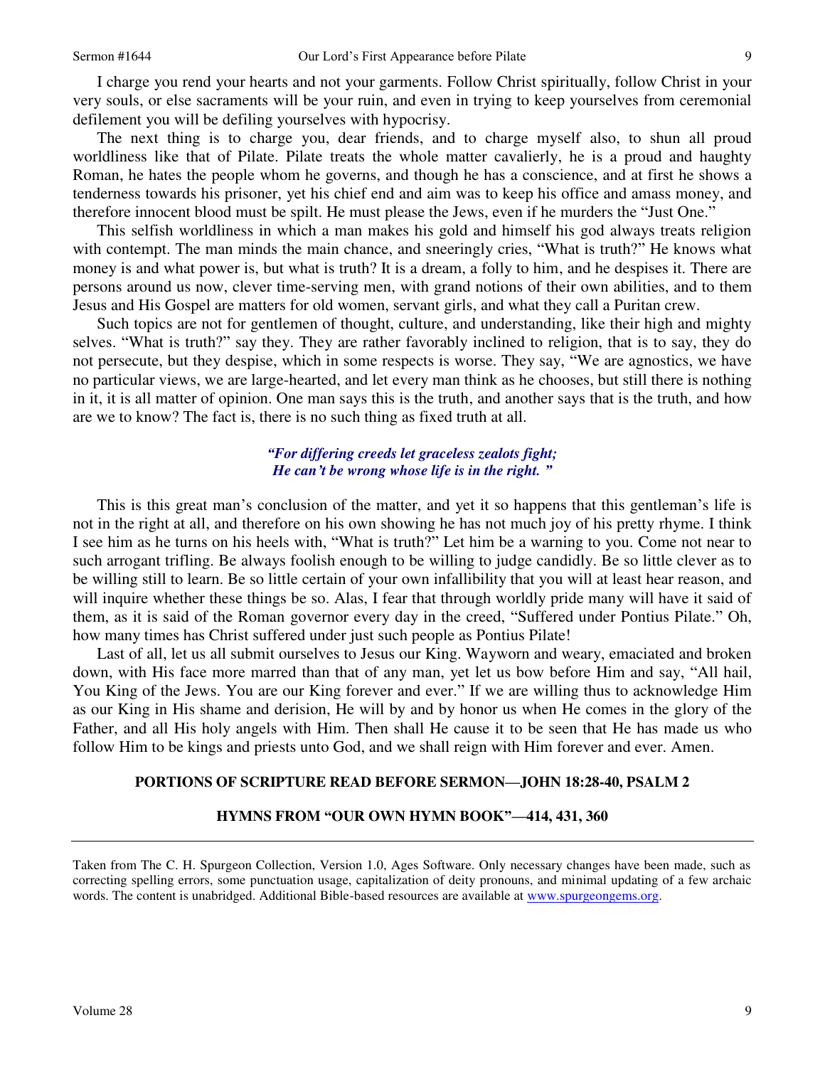I charge you rend your hearts and not your garments. Follow Christ spiritually, follow Christ in your very souls, or else sacraments will be your ruin, and even in trying to keep yourselves from ceremonial defilement you will be defiling yourselves with hypocrisy.

The next thing is to charge you, dear friends, and to charge myself also, to shun all proud worldliness like that of Pilate. Pilate treats the whole matter cavalierly, he is a proud and haughty Roman, he hates the people whom he governs, and though he has a conscience, and at first he shows a tenderness towards his prisoner, yet his chief end and aim was to keep his office and amass money, and therefore innocent blood must be spilt. He must please the Jews, even if he murders the "Just One."

This selfish worldliness in which a man makes his gold and himself his god always treats religion with contempt. The man minds the main chance, and sneeringly cries, "What is truth?" He knows what money is and what power is, but what is truth? It is a dream, a folly to him, and he despises it. There are persons around us now, clever time-serving men, with grand notions of their own abilities, and to them Jesus and His Gospel are matters for old women, servant girls, and what they call a Puritan crew.

Such topics are not for gentlemen of thought, culture, and understanding, like their high and mighty selves. "What is truth?" say they. They are rather favorably inclined to religion, that is to say, they do not persecute, but they despise, which in some respects is worse. They say, "We are agnostics, we have no particular views, we are large-hearted, and let every man think as he chooses, but still there is nothing in it, it is all matter of opinion. One man says this is the truth, and another says that is the truth, and how are we to know? The fact is, there is no such thing as fixed truth at all.

*"For differing creeds let graceless zealots fight;*
*He can't be wrong whose life is in the right. "*

This is this great man's conclusion of the matter, and yet it so happens that this gentleman's life is not in the right at all, and therefore on his own showing he has not much joy of his pretty rhyme. I think I see him as he turns on his heels with, "What is truth?" Let him be a warning to you. Come not near to such arrogant trifling. Be always foolish enough to be willing to judge candidly. Be so little clever as to be willing still to learn. Be so little certain of your own infallibility that you will at least hear reason, and will inquire whether these things be so. Alas, I fear that through worldly pride many will have it said of them, as it is said of the Roman governor every day in the creed, "Suffered under Pontius Pilate." Oh, how many times has Christ suffered under just such people as Pontius Pilate!

Last of all, let us all submit ourselves to Jesus our King. Wayworn and weary, emaciated and broken down, with His face more marred than that of any man, yet let us bow before Him and say, "All hail, You King of the Jews. You are our King forever and ever." If we are willing thus to acknowledge Him as our King in His shame and derision, He will by and by honor us when He comes in the glory of the Father, and all His holy angels with Him. Then shall He cause it to be seen that He has made us who follow Him to be kings and priests unto God, and we shall reign with Him forever and ever. Amen.

**PORTIONS OF SCRIPTURE READ BEFORE SERMON—JOHN 18:28-40, PSALM 2**

**HYMNS FROM "OUR OWN HYMN BOOK"—414, 431, 360**

---

Taken from The C. H. Spurgeon Collection, Version 1.0, Ages Software. Only necessary changes have been made, such as correcting spelling errors, some punctuation usage, capitalization of deity pronouns, and minimal updating of a few archaic words. The content is unabridged. Additional Bible-based resources are available at www.spurgeongems.org.